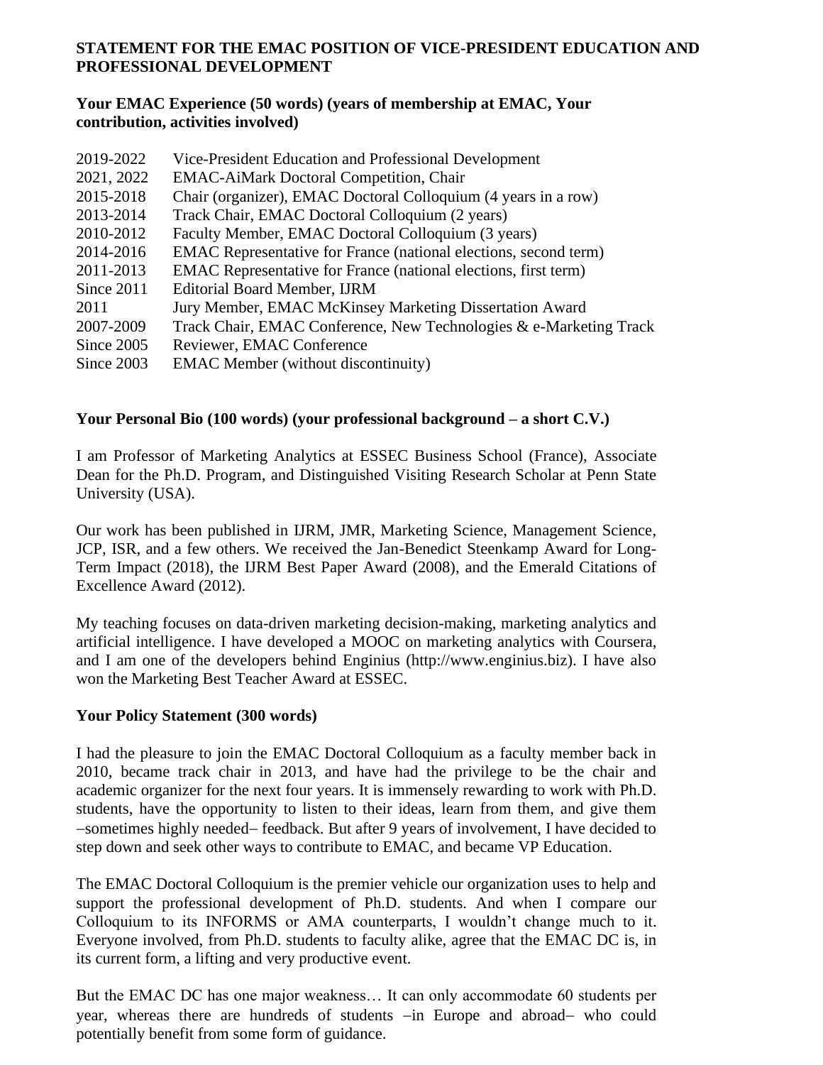**STATEMENT FOR THE EMAC POSITION OF VICE-PRESIDENT EDUCATION AND PROFESSIONAL DEVELOPMENT**

**Your EMAC Experience (50 words) (years of membership at EMAC, Your contribution, activities involved)**

| | |
|---|---|
| 2019-2022 | Vice-President Education and Professional Development |
| 2021, 2022 | EMAC-AiMark Doctoral Competition, Chair |
| 2015-2018 | Chair (organizer), EMAC Doctoral Colloquium (4 years in a row) |
| 2013-2014 | Track Chair, EMAC Doctoral Colloquium (2 years) |
| 2010-2012 | Faculty Member, EMAC Doctoral Colloquium (3 years) |
| 2014-2016 | EMAC Representative for France (national elections, second term) |
| 2011-2013 | EMAC Representative for France (national elections, first term) |
| Since 2011 | Editorial Board Member, IJRM |
| 2011 | Jury Member, EMAC McKinsey Marketing Dissertation Award |
| 2007-2009 | Track Chair, EMAC Conference, New Technologies & e-Marketing Track |
| Since 2005 | Reviewer, EMAC Conference |
| Since 2003 | EMAC Member (without discontinuity) |

**Your Personal Bio (100 words) (your professional background – a short C.V.)**

I am Professor of Marketing Analytics at ESSEC Business School (France), Associate Dean for the Ph.D. Program, and Distinguished Visiting Research Scholar at Penn State University (USA).

Our work has been published in IJRM, JMR, Marketing Science, Management Science, JCP, ISR, and a few others. We received the Jan-Benedict Steenkamp Award for Long-Term Impact (2018), the IJRM Best Paper Award (2008), and the Emerald Citations of Excellence Award (2012).

My teaching focuses on data-driven marketing decision-making, marketing analytics and artificial intelligence. I have developed a MOOC on marketing analytics with Coursera, and I am one of the developers behind Enginius (http://www.enginius.biz). I have also won the Marketing Best Teacher Award at ESSEC.

**Your Policy Statement (300 words)**

I had the pleasure to join the EMAC Doctoral Colloquium as a faculty member back in 2010, became track chair in 2013, and have had the privilege to be the chair and academic organizer for the next four years. It is immensely rewarding to work with Ph.D. students, have the opportunity to listen to their ideas, learn from them, and give them –sometimes highly needed– feedback. But after 9 years of involvement, I have decided to step down and seek other ways to contribute to EMAC, and became VP Education.

The EMAC Doctoral Colloquium is the premier vehicle our organization uses to help and support the professional development of Ph.D. students. And when I compare our Colloquium to its INFORMS or AMA counterparts, I wouldn't change much to it. Everyone involved, from Ph.D. students to faculty alike, agree that the EMAC DC is, in its current form, a lifting and very productive event.

But the EMAC DC has one major weakness… It can only accommodate 60 students per year, whereas there are hundreds of students –in Europe and abroad– who could potentially benefit from some form of guidance.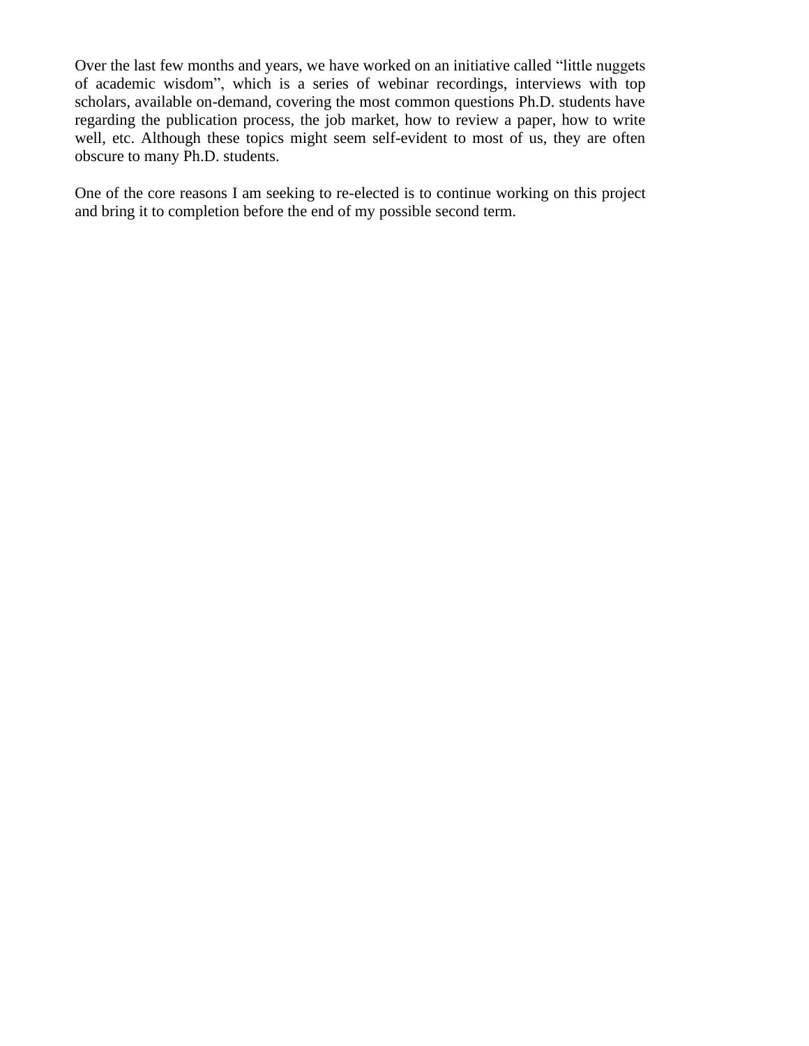Over the last few months and years, we have worked on an initiative called "little nuggets of academic wisdom", which is a series of webinar recordings, interviews with top scholars, available on-demand, covering the most common questions Ph.D. students have regarding the publication process, the job market, how to review a paper, how to write well, etc. Although these topics might seem self-evident to most of us, they are often obscure to many Ph.D. students.

One of the core reasons I am seeking to re-elected is to continue working on this project and bring it to completion before the end of my possible second term.